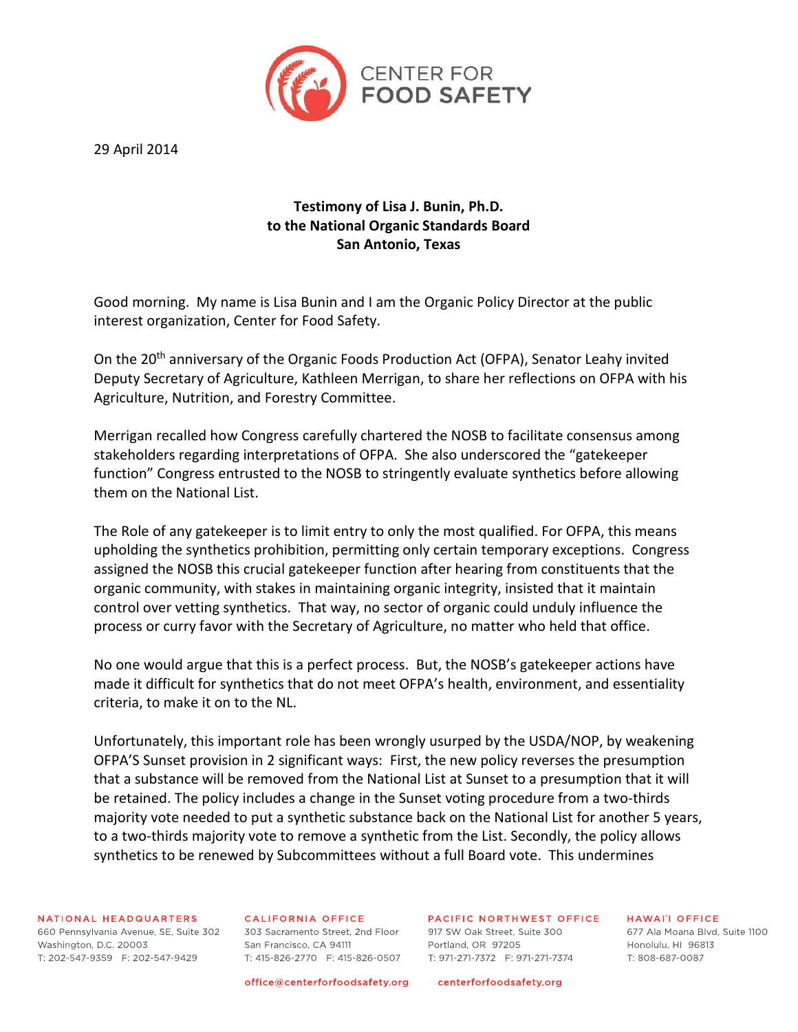29 April 2014

**Testimony of Lisa J. Bunin, Ph.D.**
**to the National Organic Standards Board**
**San Antonio, Texas**

Good morning. My name is Lisa Bunin and I am the Organic Policy Director at the public interest organization, Center for Food Safety.

On the 20th anniversary of the Organic Foods Production Act (OFPA), Senator Leahy invited Deputy Secretary of Agriculture, Kathleen Merrigan, to share her reflections on OFPA with his Agriculture, Nutrition, and Forestry Committee.

Merrigan recalled how Congress carefully chartered the NOSB to facilitate consensus among stakeholders regarding interpretations of OFPA. She also underscored the "gatekeeper function" Congress entrusted to the NOSB to stringently evaluate synthetics before allowing them on the National List.

The Role of any gatekeeper is to limit entry to only the most qualified. For OFPA, this means upholding the synthetics prohibition, permitting only certain temporary exceptions. Congress assigned the NOSB this crucial gatekeeper function after hearing from constituents that the organic community, with stakes in maintaining organic integrity, insisted that it maintain control over vetting synthetics. That way, no sector of organic could unduly influence the process or curry favor with the Secretary of Agriculture, no matter who held that office.

No one would argue that this is a perfect process. But, the NOSB's gatekeeper actions have made it difficult for synthetics that do not meet OFPA's health, environment, and essentiality criteria, to make it on to the NL.

Unfortunately, this important role has been wrongly usurped by the USDA/NOP, by weakening OFPA'S Sunset provision in 2 significant ways: First, the new policy reverses the presumption that a substance will be removed from the National List at Sunset to a presumption that it will be retained. The policy includes a change in the Sunset voting procedure from a two-thirds majority vote needed to put a synthetic substance back on the National List for another 5 years, to a two-thirds majority vote to remove a synthetic from the List. Secondly, the policy allows synthetics to be renewed by Subcommittees without a full Board vote. This undermines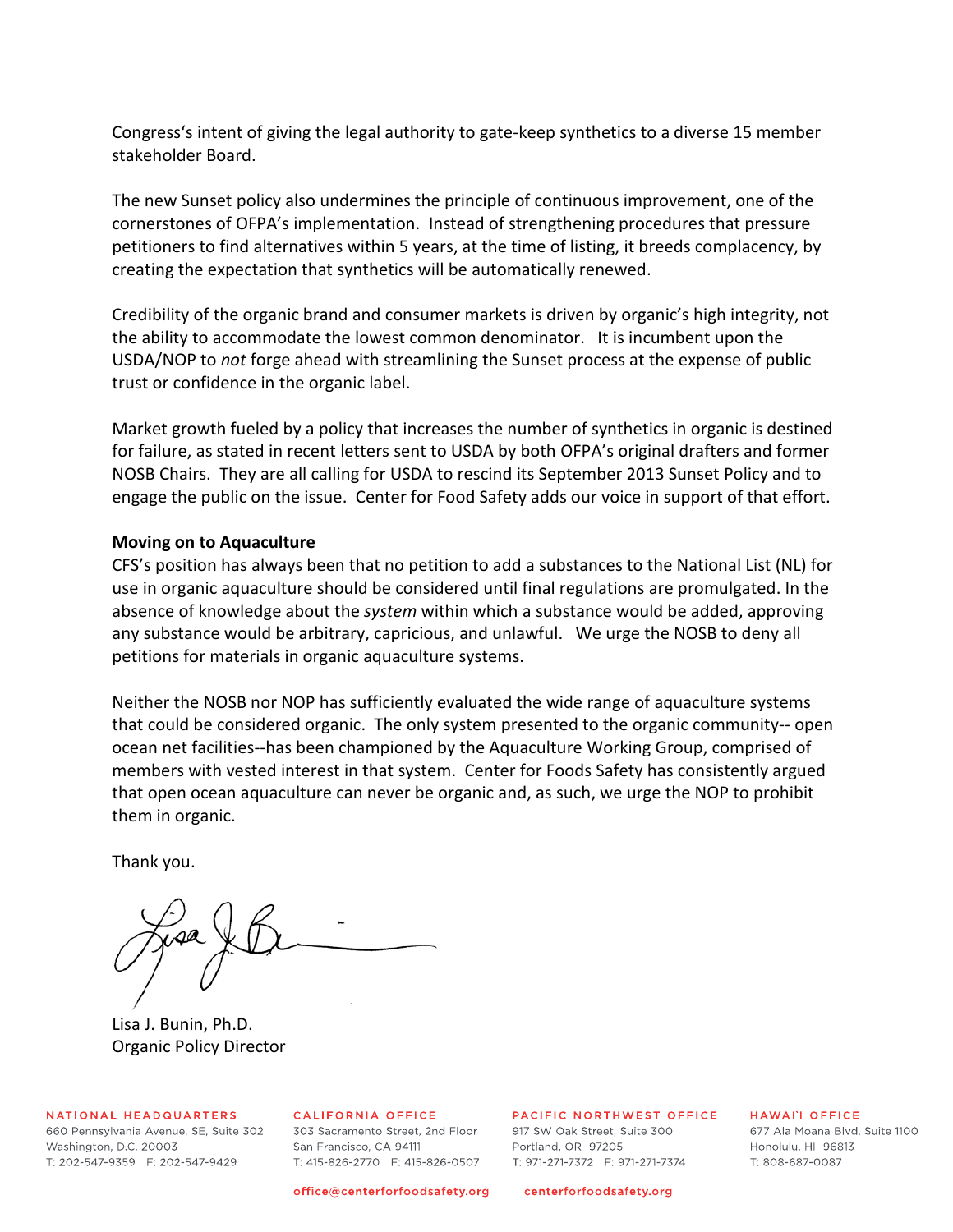Congress's intent of giving the legal authority to gate-keep synthetics to a diverse 15 member stakeholder Board.

The new Sunset policy also undermines the principle of continuous improvement, one of the cornerstones of OFPA's implementation. Instead of strengthening procedures that pressure petitioners to find alternatives within 5 years, <u>at the time of listing</u>, it breeds complacency, by creating the expectation that synthetics will be automatically renewed.

Credibility of the organic brand and consumer markets is driven by organic's high integrity, not the ability to accommodate the lowest common denominator. It is incumbent upon the USDA/NOP to *not* forge ahead with streamlining the Sunset process at the expense of public trust or confidence in the organic label.

Market growth fueled by a policy that increases the number of synthetics in organic is destined for failure, as stated in recent letters sent to USDA by both OFPA's original drafters and former NOSB Chairs. They are all calling for USDA to rescind its September 2013 Sunset Policy and to engage the public on the issue. Center for Food Safety adds our voice in support of that effort.

**Moving on to Aquaculture**

CFS's position has always been that no petition to add a substances to the National List (NL) for use in organic aquaculture should be considered until final regulations are promulgated. In the absence of knowledge about the *system* within which a substance would be added, approving any substance would be arbitrary, capricious, and unlawful. We urge the NOSB to deny all petitions for materials in organic aquaculture systems.

Neither the NOSB nor NOP has sufficiently evaluated the wide range of aquaculture systems that could be considered organic. The only system presented to the organic community-- open ocean net facilities--has been championed by the Aquaculture Working Group, comprised of members with vested interest in that system. Center for Foods Safety has consistently argued that open ocean aquaculture can never be organic and, as such, we urge the NOP to prohibit them in organic.

Thank you.

Lisa J. Bunin, Ph.D.
Organic Policy Director

NATIONAL HEADQUARTERS
660 Pennsylvania Avenue, SE, Suite 302
Washington, D.C. 20003
T: 202-547-9359 F: 202-547-9429

CALIFORNIA OFFICE
303 Sacramento Street, 2nd Floor
San Francisco, CA 94111
T: 415-826-2770 F: 415-826-0507

PACIFIC NORTHWEST OFFICE
917 SW Oak Street, Suite 300
Portland, OR 97205
T: 971-271-7372 F: 971-271-7374

HAWAI'I OFFICE
677 Ala Moana Blvd, Suite 1100
Honolulu, HI 96813
T: 808-687-0087

office@centerforfoodsafety.org centerforfoodsafety.org